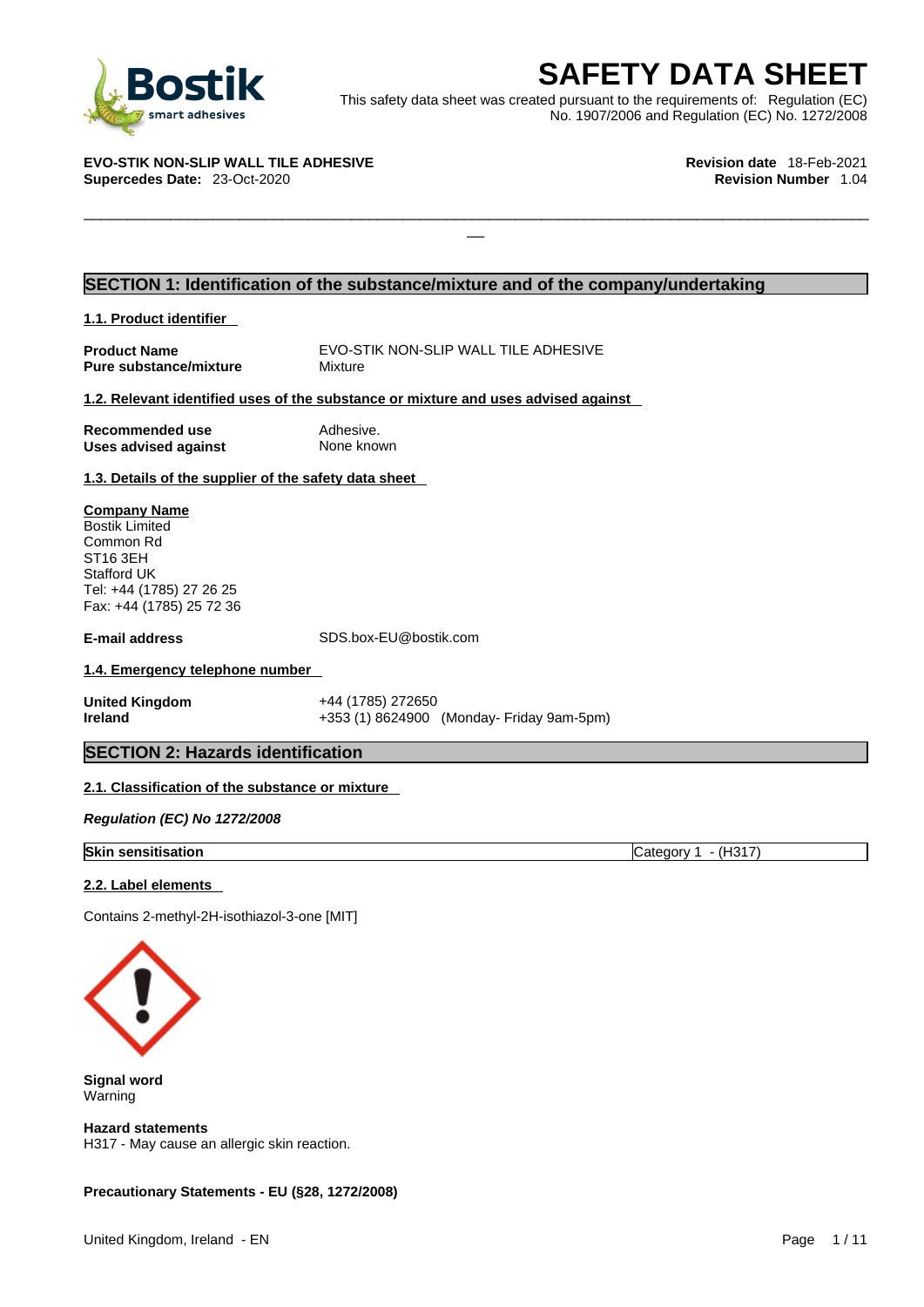# SAFETY DATA SHEET

This safety data sheet was created pursuant to the requirements of: Regulation (EC) No. 1907/2006 and Regulation (EC) No. 1272/2008

**EVO-STIK NON-SLIP WALL TILE ADHESIVE**
**Supercedes Date:** 23-Oct-2020

**Revision date** 18-Feb-2021
**Revision Number** 1.04

## SECTION 1: Identification of the substance/mixture and of the company/undertaking

### 1.1. Product identifier

**Product Name** EVO-STIK NON-SLIP WALL TILE ADHESIVE
**Pure substance/mixture** Mixture

### 1.2. Relevant identified uses of the substance or mixture and uses advised against

**Recommended use** Adhesive.
**Uses advised against** None known

### 1.3. Details of the supplier of the safety data sheet

**Company Name**
Bostik Limited
Common Rd
ST16 3EH
Stafford UK
Tel: +44 (1785) 27 26 25
Fax: +44 (1785) 25 72 36

**E-mail address** SDS.box-EU@bostik.com

### 1.4. Emergency telephone number

**United Kingdom** +44 (1785) 272650
**Ireland** +353 (1) 8624900 (Monday- Friday 9am-5pm)

## SECTION 2: Hazards identification

### 2.1. Classification of the substance or mixture

***Regulation (EC) No 1272/2008***

| Skin sensitisation | Category 1 - (H317) |
|---|---|

### 2.2. Label elements

Contains 2-methyl-2H-isothiazol-3-one [MIT]

**Signal word**
Warning

**Hazard statements**
H317 - May cause an allergic skin reaction.

**Precautionary Statements - EU (§28, 1272/2008)**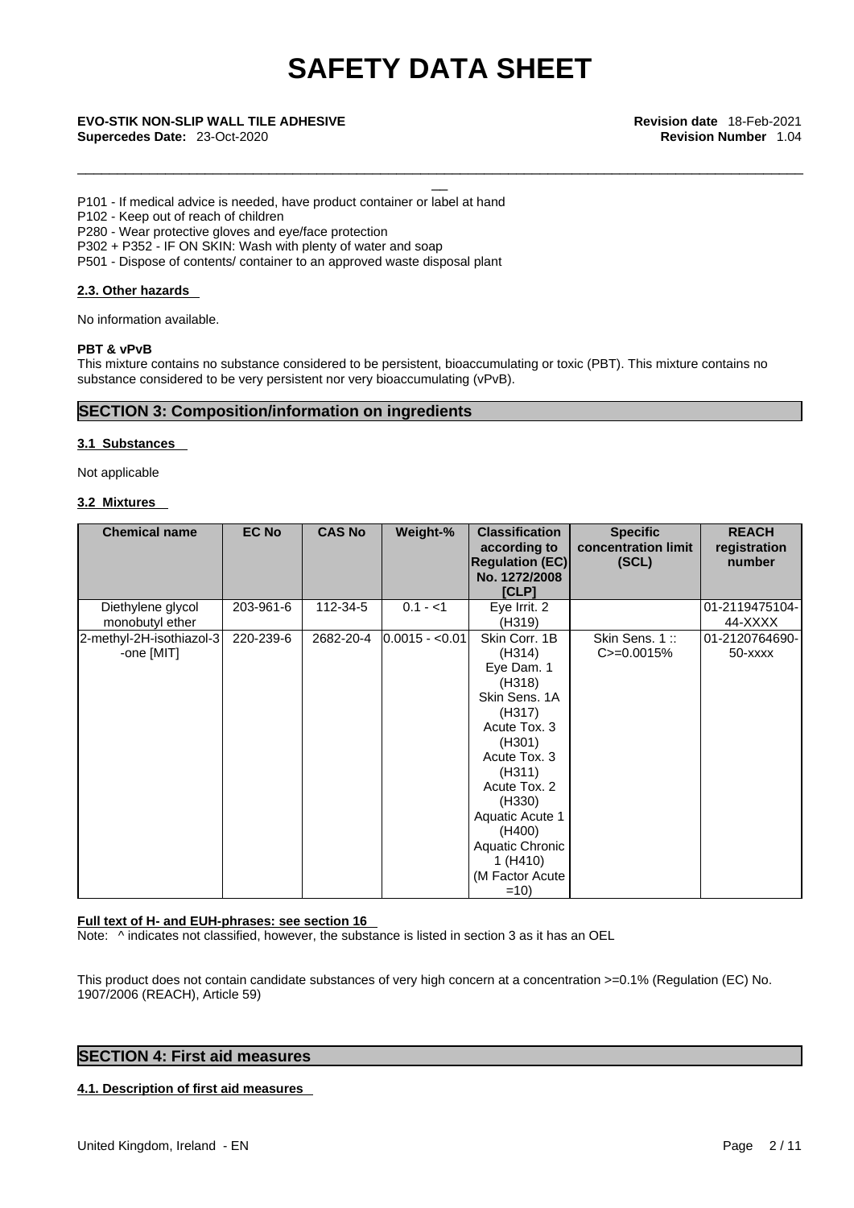P101 - If medical advice is needed, have product container or label at hand
P102 - Keep out of reach of children
P280 - Wear protective gloves and eye/face protection
P302 + P352 - IF ON SKIN: Wash with plenty of water and soap
P501 - Dispose of contents/ container to an approved waste disposal plant

#### 2.3. Other hazards

No information available.

**PBT & vPvB**
This mixture contains no substance considered to be persistent, bioaccumulating or toxic (PBT). This mixture contains no substance considered to be very persistent nor very bioaccumulating (vPvB).

## SECTION 3: Composition/information on ingredients

#### 3.1 Substances

Not applicable

#### 3.2 Mixtures

| Chemical name | EC No | CAS No | Weight-% | Classification according to Regulation (EC) No. 1272/2008 [CLP] | Specific concentration limit (SCL) | REACH registration number |
|---|---|---|---|---|---|---|
| Diethylene glycol monobutyl ether | 203-961-6 | 112-34-5 | 0.1 - <1 | Eye Irrit. 2 (H319) | | 01-2119475104-44-XXXX |
| 2-methyl-2H-isothiazol-3-one [MIT] | 220-239-6 | 2682-20-4 | 0.0015 - <0.01 | Skin Corr. 1B (H314) Eye Dam. 1 (H318) Skin Sens. 1A (H317) Acute Tox. 3 (H301) Acute Tox. 3 (H311) Acute Tox. 2 (H330) Aquatic Acute 1 (H400) Aquatic Chronic 1 (H410) (M Factor Acute =10) | Skin Sens. 1 :: C>=0.0015% | 01-2120764690-50-xxxx |

**Full text of H- and EUH-phrases: see section 16**
Note: ^ indicates not classified, however, the substance is listed in section 3 as it has an OEL

This product does not contain candidate substances of very high concern at a concentration >=0.1% (Regulation (EC) No. 1907/2006 (REACH), Article 59)

## SECTION 4: First aid measures

#### 4.1. Description of first aid measures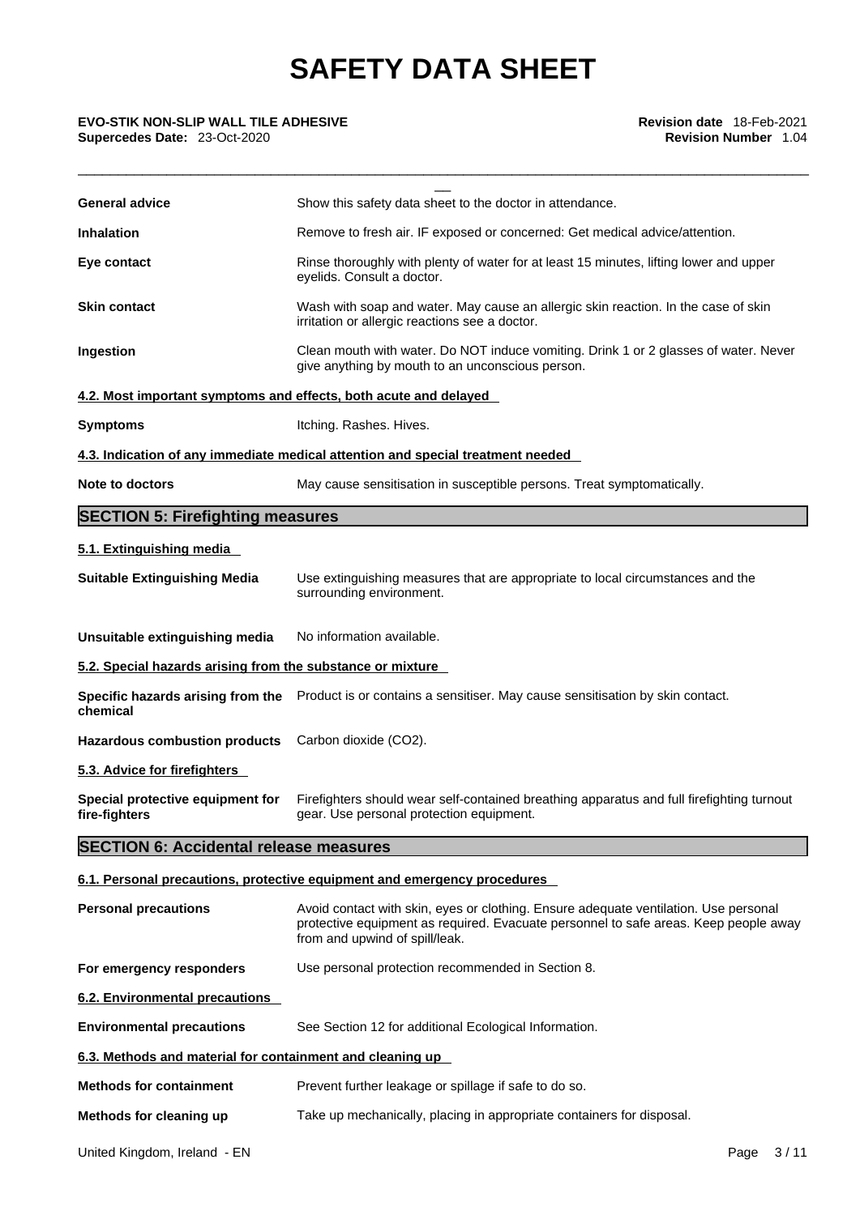| | |
|---|---|
| **General advice** | Show this safety data sheet to the doctor in attendance. |
| **Inhalation** | Remove to fresh air. IF exposed or concerned: Get medical advice/attention. |
| **Eye contact** | Rinse thoroughly with plenty of water for at least 15 minutes, lifting lower and upper eyelids. Consult a doctor. |
| **Skin contact** | Wash with soap and water. May cause an allergic skin reaction. In the case of skin irritation or allergic reactions see a doctor. |
| **Ingestion** | Clean mouth with water. Do NOT induce vomiting. Drink 1 or 2 glasses of water. Never give anything by mouth to an unconscious person. |

### 4.2. Most important symptoms and effects, both acute and delayed

| | |
|---|---|
| **Symptoms** | Itching. Rashes. Hives. |

### 4.3. Indication of any immediate medical attention and special treatment needed

| | |
|---|---|
| **Note to doctors** | May cause sensitisation in susceptible persons. Treat symptomatically. |

## SECTION 5: Firefighting measures

### 5.1. Extinguishing media

| | |
|---|---|
| **Suitable Extinguishing Media** | Use extinguishing measures that are appropriate to local circumstances and the surrounding environment. |
| **Unsuitable extinguishing media** | No information available. |

### 5.2. Special hazards arising from the substance or mixture

| | |
|---|---|
| **Specific hazards arising from the chemical** | Product is or contains a sensitiser. May cause sensitisation by skin contact. |
| **Hazardous combustion products** | Carbon dioxide ($CO_2$). |

### 5.3. Advice for firefighters

| | |
|---|---|
| **Special protective equipment for fire-fighters** | Firefighters should wear self-contained breathing apparatus and full firefighting turnout gear. Use personal protection equipment. |

## SECTION 6: Accidental release measures

### 6.1. Personal precautions, protective equipment and emergency procedures

| | |
|---|---|
| **Personal precautions** | Avoid contact with skin, eyes or clothing. Ensure adequate ventilation. Use personal protective equipment as required. Evacuate personnel to safe areas. Keep people away from and upwind of spill/leak. |
| **For emergency responders** | Use personal protection recommended in Section 8. |

### 6.2. Environmental precautions

| | |
|---|---|
| **Environmental precautions** | See Section 12 for additional Ecological Information. |

### 6.3. Methods and material for containment and cleaning up

| | |
|---|---|
| **Methods for containment** | Prevent further leakage or spillage if safe to do so. |
| **Methods for cleaning up** | Take up mechanically, placing in appropriate containers for disposal. |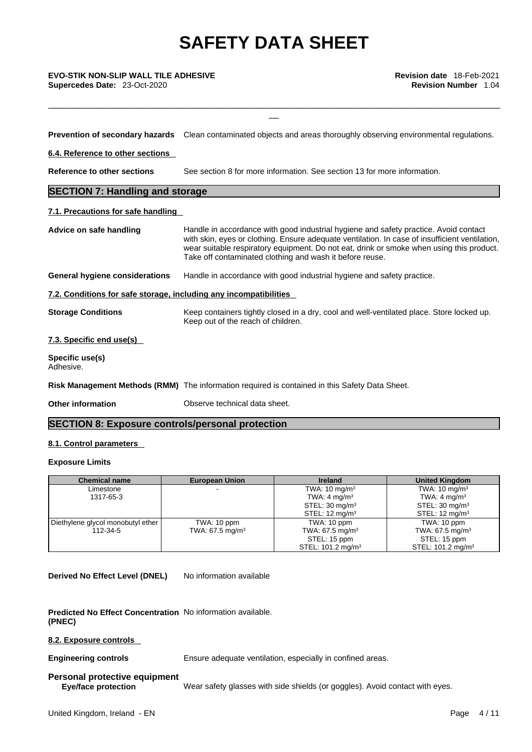**Prevention of secondary hazards** Clean contaminated objects and areas thoroughly observing environmental regulations.

**6.4. Reference to other sections**

**Reference to other sections** See section 8 for more information. See section 13 for more information.

## SECTION 7: Handling and storage

**7.1. Precautions for safe handling**

**Advice on safe handling** Handle in accordance with good industrial hygiene and safety practice. Avoid contact with skin, eyes or clothing. Ensure adequate ventilation. In case of insufficient ventilation, wear suitable respiratory equipment. Do not eat, drink or smoke when using this product. Take off contaminated clothing and wash it before reuse.

**General hygiene considerations** Handle in accordance with good industrial hygiene and safety practice.

**7.2. Conditions for safe storage, including any incompatibilities**

**Storage Conditions** Keep containers tightly closed in a dry, cool and well-ventilated place. Store locked up. Keep out of the reach of children.

**7.3. Specific end use(s)**

**Specific use(s)**
Adhesive.

**Risk Management Methods (RMM)** The information required is contained in this Safety Data Sheet.

**Other information** Observe technical data sheet.

## SECTION 8: Exposure controls/personal protection

**8.1. Control parameters**

**Exposure Limits**

| Chemical name | European Union | Ireland | United Kingdom |
|---|---|---|---|
| Limestone<br>1317-65-3 | - | TWA: 10 mg/m³<br>TWA: 4 mg/m³<br>STEL: 30 mg/m³<br>STEL: 12 mg/m³ | TWA: 10 mg/m³<br>TWA: 4 mg/m³<br>STEL: 30 mg/m³<br>STEL: 12 mg/m³ |
| Diethylene glycol monobutyl ether<br>112-34-5 | TWA: 10 ppm<br>TWA: 67.5 mg/m³ | TWA: 10 ppm<br>TWA: 67.5 mg/m³<br>STEL: 15 ppm<br>STEL: 101.2 mg/m³ | TWA: 10 ppm<br>TWA: 67.5 mg/m³<br>STEL: 15 ppm<br>STEL: 101.2 mg/m³ |

**Derived No Effect Level (DNEL)** No information available

**Predicted No Effect Concentration (PNEC)** No information available.

**8.2. Exposure controls**

**Engineering controls** Ensure adequate ventilation, especially in confined areas.

**Personal protective equipment**

**Eye/face protection** Wear safety glasses with side shields (or goggles). Avoid contact with eyes.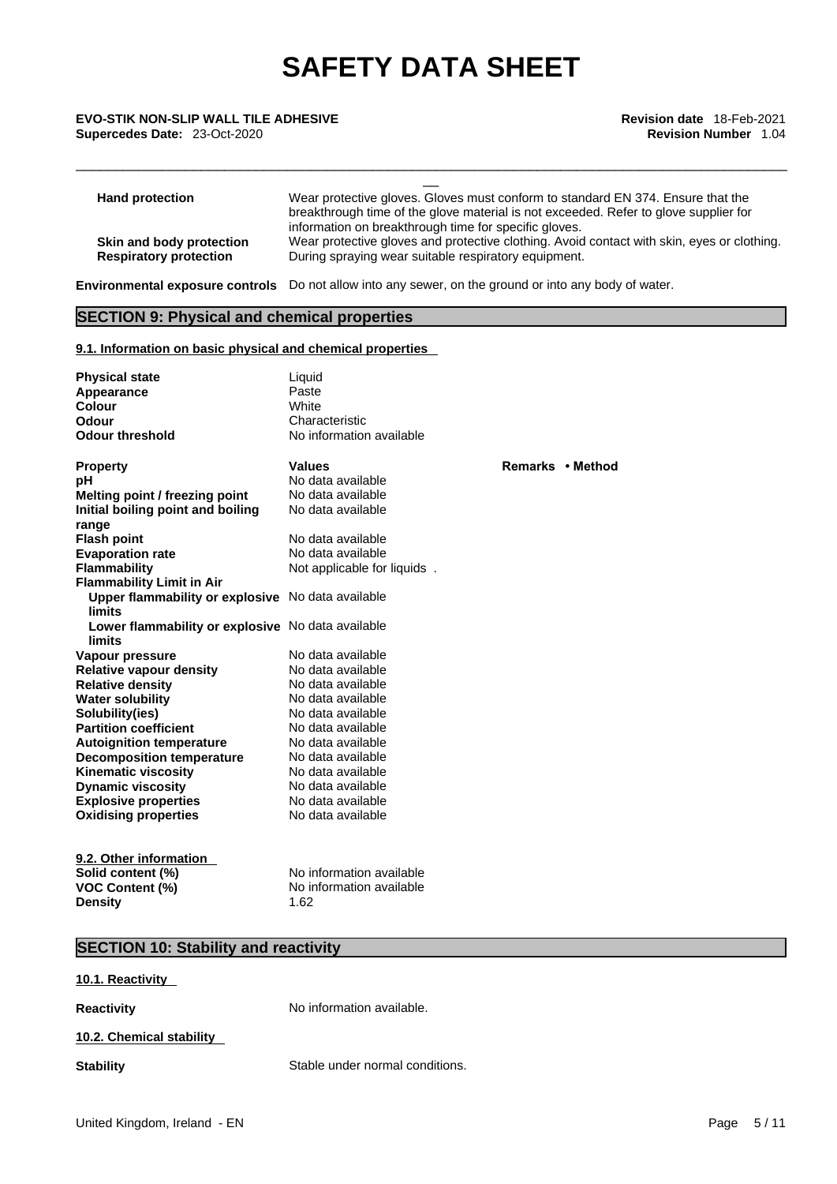| | |
|---|---|
| **Hand protection** | Wear protective gloves. Gloves must conform to standard EN 374. Ensure that the breakthrough time of the glove material is not exceeded. Refer to glove supplier for information on breakthrough time for specific gloves. |
| **Skin and body protection** | Wear protective gloves and protective clothing. Avoid contact with skin, eyes or clothing. |
| **Respiratory protection** | During spraying wear suitable respiratory equipment. |

**Environmental exposure controls** Do not allow into any sewer, on the ground or into any body of water.

## SECTION 9: Physical and chemical properties

### 9.1. Information on basic physical and chemical properties

| | |
|---|---|
| **Physical state** | Liquid |
| **Appearance** | Paste |
| **Colour** | White |
| **Odour** | Characteristic |
| **Odour threshold** | No information available |

| **Property** | **Values** | **Remarks • Method** |
|---|---|---|
| **pH** | No data available | |
| **Melting point / freezing point** | No data available | |
| **Initial boiling point and boiling range** | No data available | |
| **Flash point** | No data available | |
| **Evaporation rate** | No data available | |
| **Flammability** | Not applicable for liquids . | |
| **Flammability Limit in Air** | | |
| **Upper flammability or explosive limits** | No data available | |
| **Lower flammability or explosive limits** | No data available | |
| **Vapour pressure** | No data available | |
| **Relative vapour density** | No data available | |
| **Relative density** | No data available | |
| **Water solubility** | No data available | |
| **Solubility(ies)** | No data available | |
| **Partition coefficient** | No data available | |
| **Autoignition temperature** | No data available | |
| **Decomposition temperature** | No data available | |
| **Kinematic viscosity** | No data available | |
| **Dynamic viscosity** | No data available | |
| **Explosive properties** | No data available | |
| **Oxidising properties** | No data available | |

### 9.2. Other information

| | |
|---|---|
| **Solid content (%)** | No information available |
| **VOC Content (%)** | No information available |
| **Density** | 1.62 |

## SECTION 10: Stability and reactivity

### 10.1. Reactivity

**Reactivity** No information available.

### 10.2. Chemical stability

**Stability** Stable under normal conditions.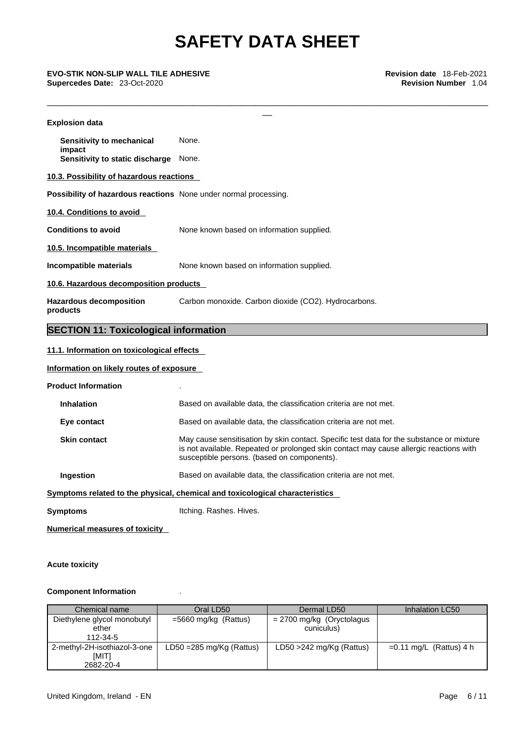**Explosion data**

**Sensitivity to mechanical impact** None.

**Sensitivity to static discharge** None.

**10.3. Possibility of hazardous reactions**

**Possibility of hazardous reactions** None under normal processing.

**10.4. Conditions to avoid**

**Conditions to avoid** None known based on information supplied.

**10.5. Incompatible materials**

**Incompatible materials** None known based on information supplied.

**10.6. Hazardous decomposition products**

**Hazardous decomposition products** Carbon monoxide. Carbon dioxide ($CO_2$). Hydrocarbons.

## SECTION 11: Toxicological information

**11.1. Information on toxicological effects**

**Information on likely routes of exposure**

**Product Information** .

**Inhalation** Based on available data, the classification criteria are not met.

**Eye contact** Based on available data, the classification criteria are not met.

**Skin contact** May cause sensitisation by skin contact. Specific test data for the substance or mixture is not available. Repeated or prolonged skin contact may cause allergic reactions with susceptible persons. (based on components).

**Ingestion** Based on available data, the classification criteria are not met.

**Symptoms related to the physical, chemical and toxicological characteristics**

**Symptoms** Itching. Rashes. Hives.

**Numerical measures of toxicity**

**Acute toxicity**

**Component Information** .

| Chemical name | Oral LD50 | Dermal LD50 | Inhalation LC50 |
|---|---|---|---|
| Diethylene glycol monobutyl ether 112-34-5 | =5660 mg/kg (Rattus) | = 2700 mg/kg (Oryctolagus cuniculus) | |
| 2-methyl-2H-isothiazol-3-one [MIT] 2682-20-4 | LD50 =285 mg/Kg (Rattus) | LD50 >242 mg/Kg (Rattus) | =0.11 mg/L (Rattus) 4 h |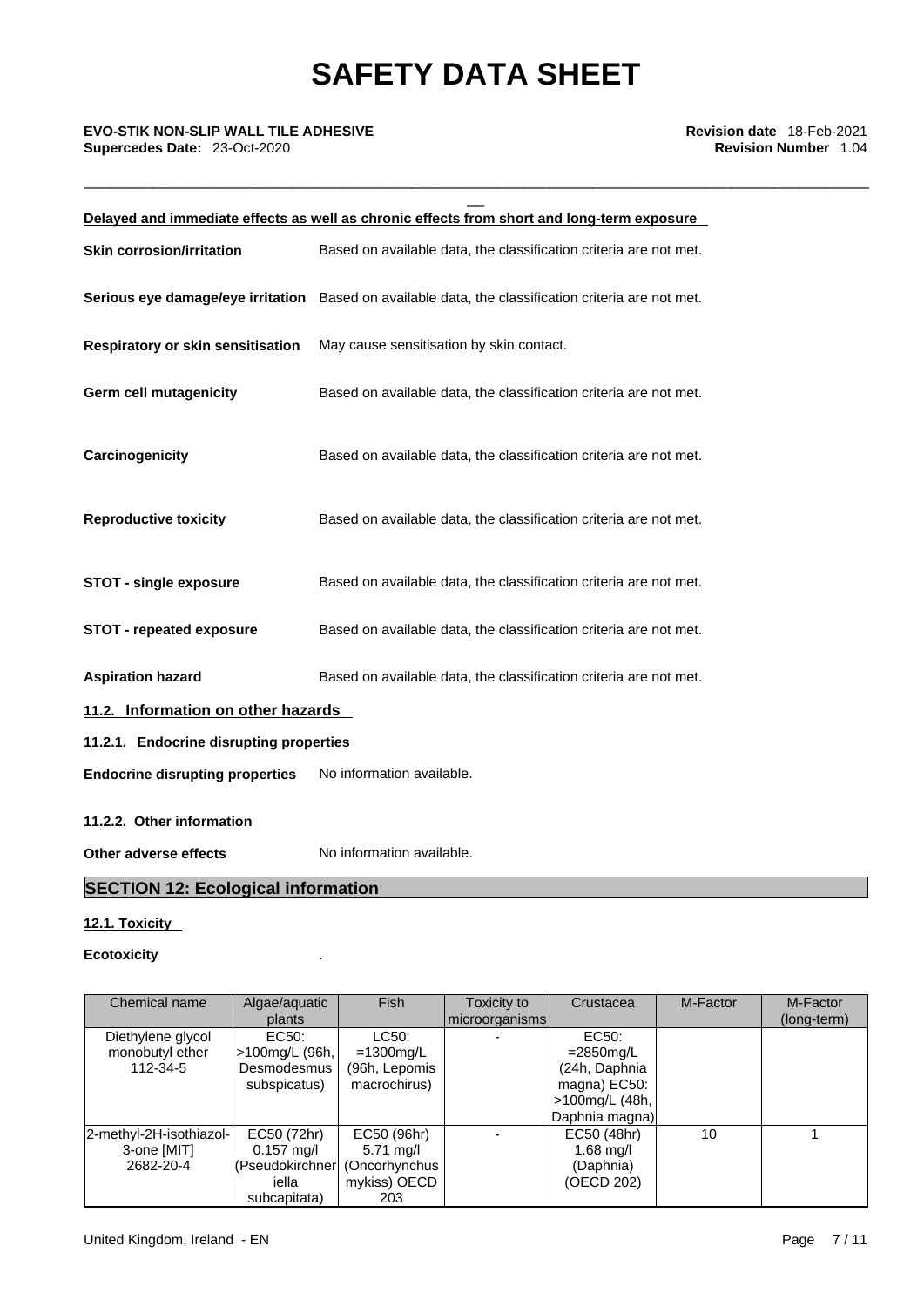**Delayed and immediate effects as well as chronic effects from short and long-term exposure**

**Skin corrosion/irritation** Based on available data, the classification criteria are not met.

**Serious eye damage/eye irritation** Based on available data, the classification criteria are not met.

**Respiratory or skin sensitisation** May cause sensitisation by skin contact.

**Germ cell mutagenicity** Based on available data, the classification criteria are not met.

**Carcinogenicity** Based on available data, the classification criteria are not met.

**Reproductive toxicity** Based on available data, the classification criteria are not met.

**STOT - single exposure** Based on available data, the classification criteria are not met.

**STOT - repeated exposure** Based on available data, the classification criteria are not met.

**Aspiration hazard** Based on available data, the classification criteria are not met.

## 11.2. Information on other hazards

### 11.2.1. Endocrine disrupting properties

**Endocrine disrupting properties** No information available.

### 11.2.2. Other information

**Other adverse effects** No information available.

## SECTION 12: Ecological information

### 12.1. Toxicity

**Ecotoxicity** .

| Chemical name | Algae/aquatic plants | Fish | Toxicity to microorganisms | Crustacea | M-Factor | M-Factor (long-term) |
|---|---|---|---|---|---|---|
| Diethylene glycol monobutyl ether 112-34-5 | EC50: >100mg/L (96h, Desmodesmus subspicatus) | LC50: =1300mg/L (96h, Lepomis macrochirus) | - | EC50: =2850mg/L (24h, Daphnia magna) EC50: >100mg/L (48h, Daphnia magna) | | |
| 2-methyl-2H-isothiazol-3-one [MIT] 2682-20-4 | EC50 (72hr) 0.157 mg/l (Pseudokirchneriella subcapitata) | EC50 (96hr) 5.71 mg/l (Oncorhynchus mykiss) OECD 203 | - | EC50 (48hr) 1.68 mg/l (Daphnia) (OECD 202) | 10 | 1 |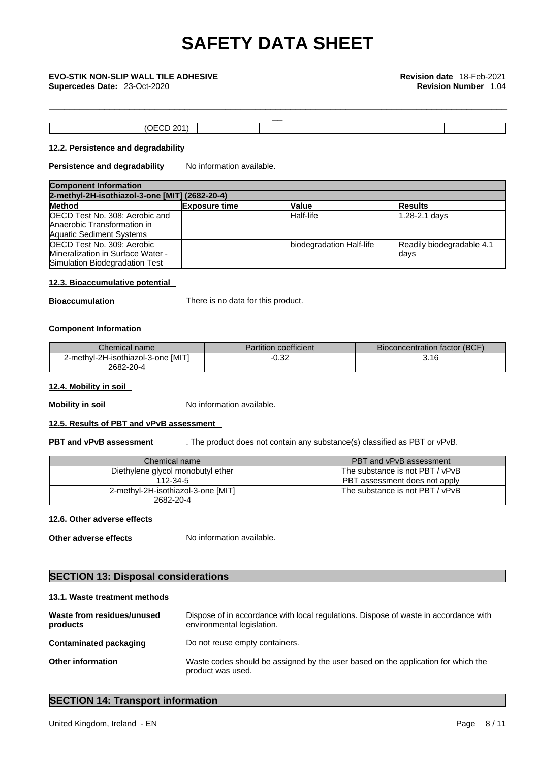| | (OECD 201) | | | | | |
|---|---|---|---|---|---|---|

#### 12.2. Persistence and degradability

**Persistence and degradability** No information available.

| Component Information | | | |
|---|---|---|---|
| 2-methyl-2H-isothiazol-3-one [MIT] (2682-20-4) | | | |
| **Method** | **Exposure time** | **Value** | **Results** |
| OECD Test No. 308: Aerobic and Anaerobic Transformation in Aquatic Sediment Systems | | Half-life | 1.28-2.1 days |
| OECD Test No. 309: Aerobic Mineralization in Surface Water - Simulation Biodegradation Test | | biodegradation Half-life | Readily biodegradable 4.1 days |

#### 12.3. Bioaccumulative potential

**Bioaccumulation** There is no data for this product.

**Component Information**

| Chemical name | Partition coefficient | Bioconcentration factor (BCF) |
|---|---|---|
| 2-methyl-2H-isothiazol-3-one [MIT] 2682-20-4 | -0.32 | 3.16 |

#### 12.4. Mobility in soil

**Mobility in soil** No information available.

#### 12.5. Results of PBT and vPvB assessment

**PBT and vPvB assessment** . The product does not contain any substance(s) classified as PBT or vPvB.

| Chemical name | PBT and vPvB assessment |
|---|---|
| Diethylene glycol monobutyl ether 112-34-5 | The substance is not PBT / vPvB PBT assessment does not apply |
| 2-methyl-2H-isothiazol-3-one [MIT] 2682-20-4 | The substance is not PBT / vPvB |

#### 12.6. Other adverse effects

**Other adverse effects** No information available.

## SECTION 13: Disposal considerations

#### 13.1. Waste treatment methods

**Waste from residues/unused products** Dispose of in accordance with local regulations. Dispose of waste in accordance with environmental legislation.

**Contaminated packaging** Do not reuse empty containers.

**Other information** Waste codes should be assigned by the user based on the application for which the product was used.

## SECTION 14: Transport information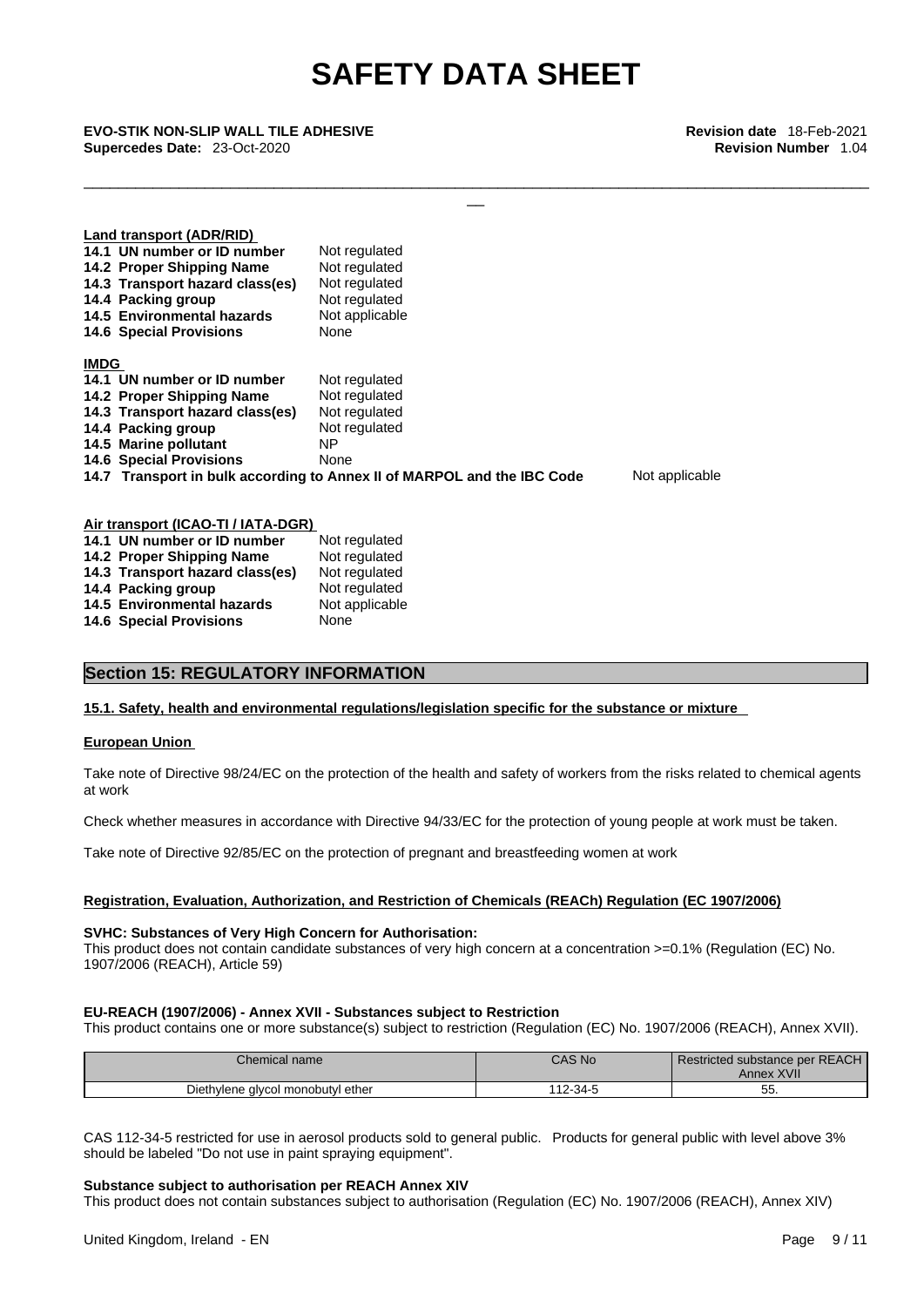**Land transport (ADR/RID)**

| | |
|---|---|
| **14.1 UN number or ID number** | Not regulated |
| **14.2 Proper Shipping Name** | Not regulated |
| **14.3 Transport hazard class(es)** | Not regulated |
| **14.4 Packing group** | Not regulated |
| **14.5 Environmental hazards** | Not applicable |
| **14.6 Special Provisions** | None |

**IMDG**

| | |
|---|---|
| **14.1 UN number or ID number** | Not regulated |
| **14.2 Proper Shipping Name** | Not regulated |
| **14.3 Transport hazard class(es)** | Not regulated |
| **14.4 Packing group** | Not regulated |
| **14.5 Marine pollutant** | NP |
| **14.6 Special Provisions** | None |
| **14.7 Transport in bulk according to Annex II of MARPOL and the IBC Code** | Not applicable |

**Air transport (ICAO-TI / IATA-DGR)**

| | |
|---|---|
| **14.1 UN number or ID number** | Not regulated |
| **14.2 Proper Shipping Name** | Not regulated |
| **14.3 Transport hazard class(es)** | Not regulated |
| **14.4 Packing group** | Not regulated |
| **14.5 Environmental hazards** | Not applicable |
| **14.6 Special Provisions** | None |

## Section 15: REGULATORY INFORMATION

### 15.1. Safety, health and environmental regulations/legislation specific for the substance or mixture

**European Union**

Take note of Directive 98/24/EC on the protection of the health and safety of workers from the risks related to chemical agents at work

Check whether measures in accordance with Directive 94/33/EC for the protection of young people at work must be taken.

Take note of Directive 92/85/EC on the protection of pregnant and breastfeeding women at work

**Registration, Evaluation, Authorization, and Restriction of Chemicals (REACh) Regulation (EC 1907/2006)**

**SVHC: Substances of Very High Concern for Authorisation:**
This product does not contain candidate substances of very high concern at a concentration >=0.1% (Regulation (EC) No. 1907/2006 (REACH), Article 59)

**EU-REACH (1907/2006) - Annex XVII - Substances subject to Restriction**
This product contains one or more substance(s) subject to restriction (Regulation (EC) No. 1907/2006 (REACH), Annex XVII).

| Chemical name | CAS No | Restricted substance per REACH Annex XVII |
|---|---|---|
| Diethylene glycol monobutyl ether | 112-34-5 | 55. |

CAS 112-34-5 restricted for use in aerosol products sold to general public. Products for general public with level above 3% should be labeled "Do not use in paint spraying equipment".

**Substance subject to authorisation per REACH Annex XIV**
This product does not contain substances subject to authorisation (Regulation (EC) No. 1907/2006 (REACH), Annex XIV)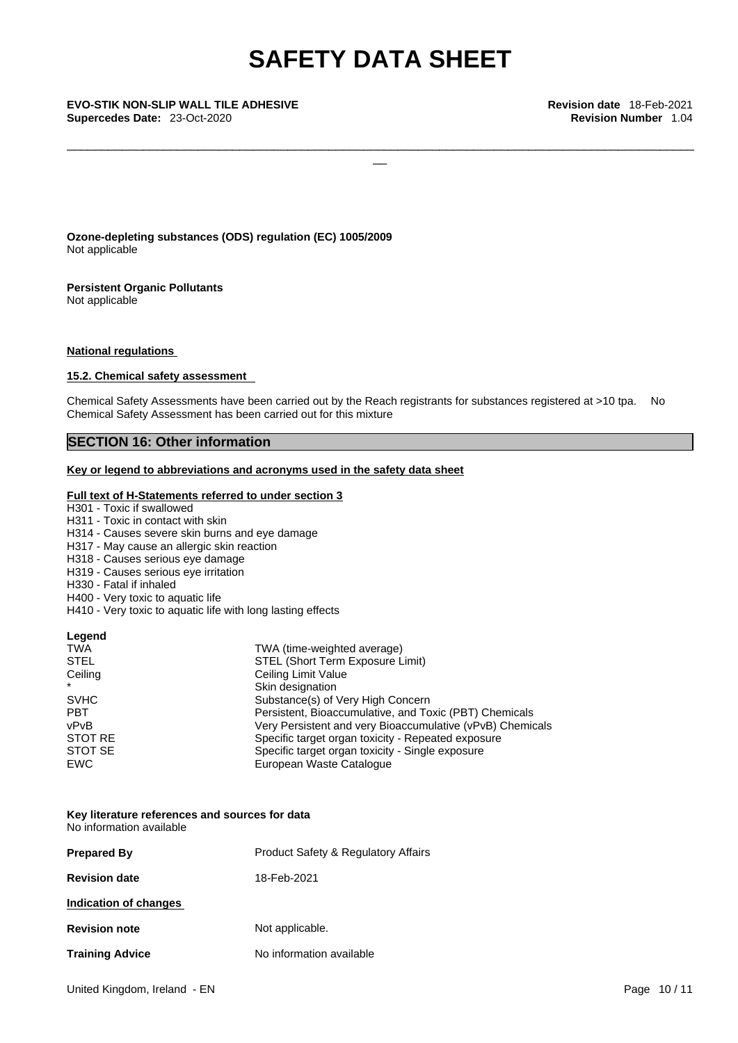**Ozone-depleting substances (ODS) regulation (EC) 1005/2009**
Not applicable

**Persistent Organic Pollutants**
Not applicable

**National regulations**

**15.2. Chemical safety assessment**

Chemical Safety Assessments have been carried out by the Reach registrants for substances registered at >10 tpa. No Chemical Safety Assessment has been carried out for this mixture

## SECTION 16: Other information

**Key or legend to abbreviations and acronyms used in the safety data sheet**

**Full text of H-Statements referred to under section 3**

H301 - Toxic if swallowed
H311 - Toxic in contact with skin
H314 - Causes severe skin burns and eye damage
H317 - May cause an allergic skin reaction
H318 - Causes serious eye damage
H319 - Causes serious eye irritation
H330 - Fatal if inhaled
H400 - Very toxic to aquatic life
H410 - Very toxic to aquatic life with long lasting effects

**Legend**

| | |
|---|---|
| TWA | TWA (time-weighted average) |
| STEL | STEL (Short Term Exposure Limit) |
| Ceiling | Ceiling Limit Value |
| * | Skin designation |
| SVHC | Substance(s) of Very High Concern |
| PBT | Persistent, Bioaccumulative, and Toxic (PBT) Chemicals |
| vPvB | Very Persistent and very Bioaccumulative (vPvB) Chemicals |
| STOT RE | Specific target organ toxicity - Repeated exposure |
| STOT SE | Specific target organ toxicity - Single exposure |
| EWC | European Waste Catalogue |

**Key literature references and sources for data**
No information available

**Prepared By** Product Safety & Regulatory Affairs

**Revision date** 18-Feb-2021

**Indication of changes**

**Revision note** Not applicable.

**Training Advice** No information available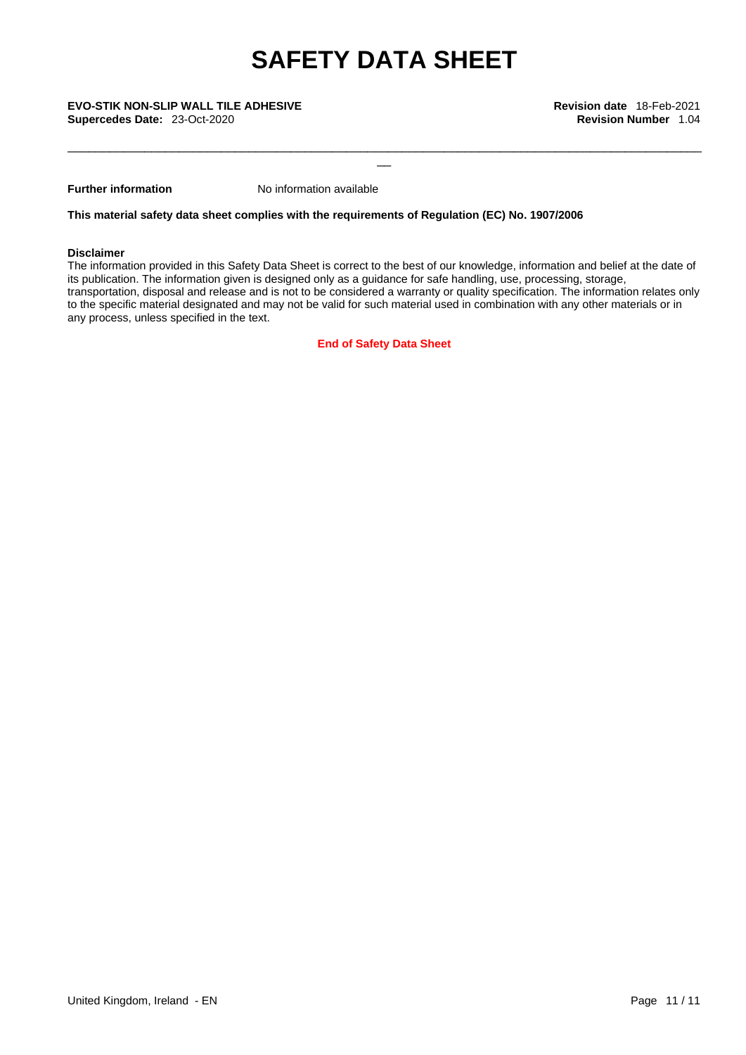**Further information** No information available

**This material safety data sheet complies with the requirements of Regulation (EC) No. 1907/2006**

**Disclaimer**

The information provided in this Safety Data Sheet is correct to the best of our knowledge, information and belief at the date of its publication. The information given is designed only as a guidance for safe handling, use, processing, storage, transportation, disposal and release and is not to be considered a warranty or quality specification. The information relates only to the specific material designated and may not be valid for such material used in combination with any other materials or in any process, unless specified in the text.

**End of Safety Data Sheet**